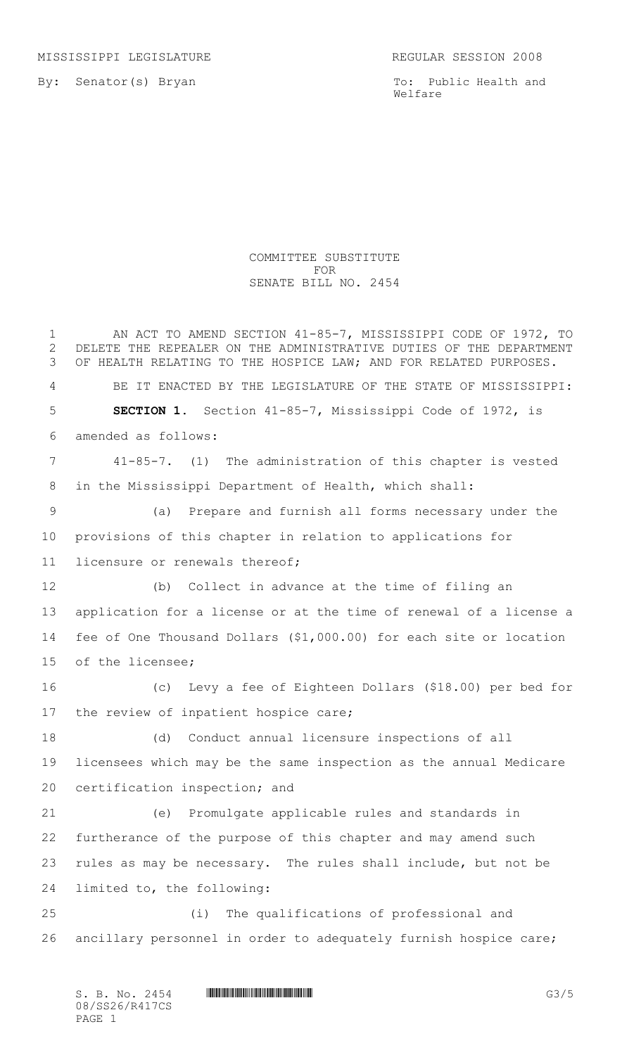MISSISSIPPI LEGISLATURE REGULAR SESSION 2008

By: Senator(s) Bryan

To: Public Health and Welfare

COMMITTEE SUBSTITUTE
FOR
SENATE BILL NO. 2454

AN ACT TO AMEND SECTION 41-85-7, MISSISSIPPI CODE OF 1972, TO DELETE THE REPEALER ON THE ADMINISTRATIVE DUTIES OF THE DEPARTMENT OF HEALTH RELATING TO THE HOSPICE LAW; AND FOR RELATED PURPOSES.

BE IT ENACTED BY THE LEGISLATURE OF THE STATE OF MISSISSIPPI:

**SECTION 1.** Section 41-85-7, Mississippi Code of 1972, is amended as follows:

41-85-7. (1) The administration of this chapter is vested in the Mississippi Department of Health, which shall:

(a) Prepare and furnish all forms necessary under the provisions of this chapter in relation to applications for licensure or renewals thereof;

(b) Collect in advance at the time of filing an application for a license or at the time of renewal of a license a fee of One Thousand Dollars ($1,000.00) for each site or location of the licensee;

(c) Levy a fee of Eighteen Dollars ($18.00) per bed for the review of inpatient hospice care;

(d) Conduct annual licensure inspections of all licensees which may be the same inspection as the annual Medicare certification inspection; and

(e) Promulgate applicable rules and standards in furtherance of the purpose of this chapter and may amend such rules as may be necessary. The rules shall include, but not be limited to, the following:

(i) The qualifications of professional and ancillary personnel in order to adequately furnish hospice care;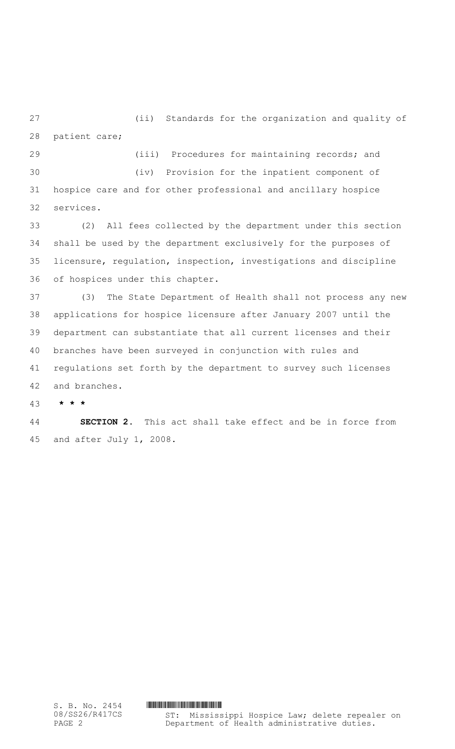(ii) Standards for the organization and quality of patient care;

(iii) Procedures for maintaining records; and

(iv) Provision for the inpatient component of hospice care and for other professional and ancillary hospice services.

(2) All fees collected by the department under this section shall be used by the department exclusively for the purposes of licensure, regulation, inspection, investigations and discipline of hospices under this chapter.

(3) The State Department of Health shall not process any new applications for hospice licensure after January 2007 until the department can substantiate that all current licenses and their branches have been surveyed in conjunction with rules and regulations set forth by the department to survey such licenses and branches.

**\* \* \***

**SECTION 2.** This act shall take effect and be in force from and after July 1, 2008.

S. B. No. 2454
08/SS26/R417CS

ST: Mississippi Hospice Law; delete repealer on Department of Health administrative duties.